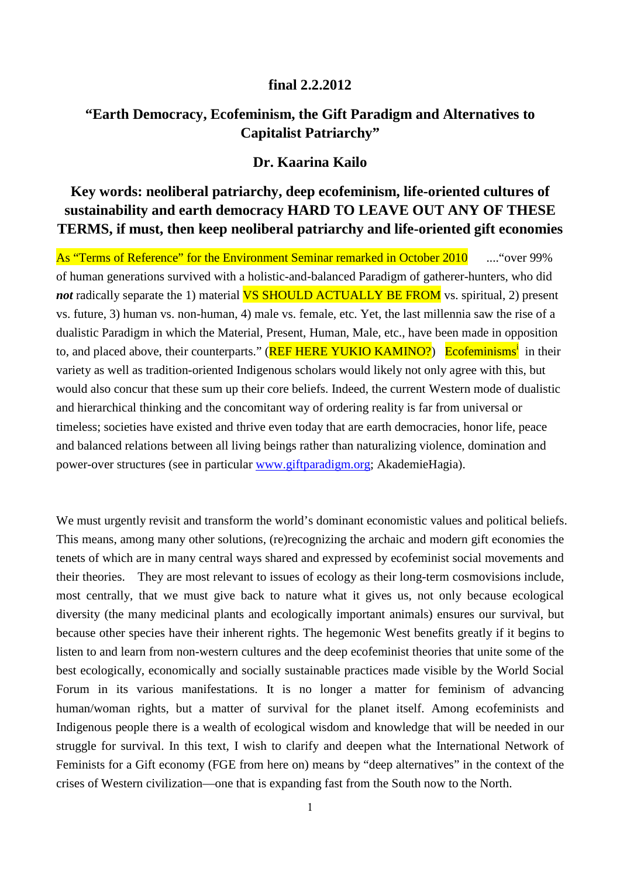**final 2.2.2012**

# "Earth Democracy, Ecofeminism, the Gift Paradigm and Alternatives to Capitalist Patriarchy"

## Dr. Kaarina Kailo

## Key words: neoliberal patriarchy, deep ecofeminism, life-oriented cultures of sustainability and earth democracy HARD TO LEAVE OUT ANY OF THESE TERMS, if must, then keep neoliberal patriarchy and life-oriented gift economies

As "Terms of Reference" for the Environment Seminar remarked in October 2010 ...."over 99% of human generations survived with a holistic-and-balanced Paradigm of gatherer-hunters, who did ***not*** radically separate the 1) material VS SHOULD ACTUALLY BE FROM vs. spiritual, 2) present vs. future, 3) human vs. non-human, 4) male vs. female, etc. Yet, the last millennia saw the rise of a dualistic Paradigm in which the Material, Present, Human, Male, etc., have been made in opposition to, and placed above, their counterparts." (REF HERE YUKIO KAMINO?) Ecofeminisms[i] in their variety as well as tradition-oriented Indigenous scholars would likely not only agree with this, but would also concur that these sum up their core beliefs. Indeed, the current Western mode of dualistic and hierarchical thinking and the concomitant way of ordering reality is far from universal or timeless; societies have existed and thrive even today that are earth democracies, honor life, peace and balanced relations between all living beings rather than naturalizing violence, domination and power-over structures (see in particular www.giftparadigm.org; AkademieHagia).

We must urgently revisit and transform the world's dominant economistic values and political beliefs. This means, among many other solutions, (re)recognizing the archaic and modern gift economies the tenets of which are in many central ways shared and expressed by ecofeminist social movements and their theories. They are most relevant to issues of ecology as their long-term cosmovisions include, most centrally, that we must give back to nature what it gives us, not only because ecological diversity (the many medicinal plants and ecologically important animals) ensures our survival, but because other species have their inherent rights. The hegemonic West benefits greatly if it begins to listen to and learn from non-western cultures and the deep ecofeminist theories that unite some of the best ecologically, economically and socially sustainable practices made visible by the World Social Forum in its various manifestations. It is no longer a matter for feminism of advancing human/woman rights, but a matter of survival for the planet itself. Among ecofeminists and Indigenous people there is a wealth of ecological wisdom and knowledge that will be needed in our struggle for survival. In this text, I wish to clarify and deepen what the International Network of Feminists for a Gift economy (FGE from here on) means by "deep alternatives" in the context of the crises of Western civilization—one that is expanding fast from the South now to the North.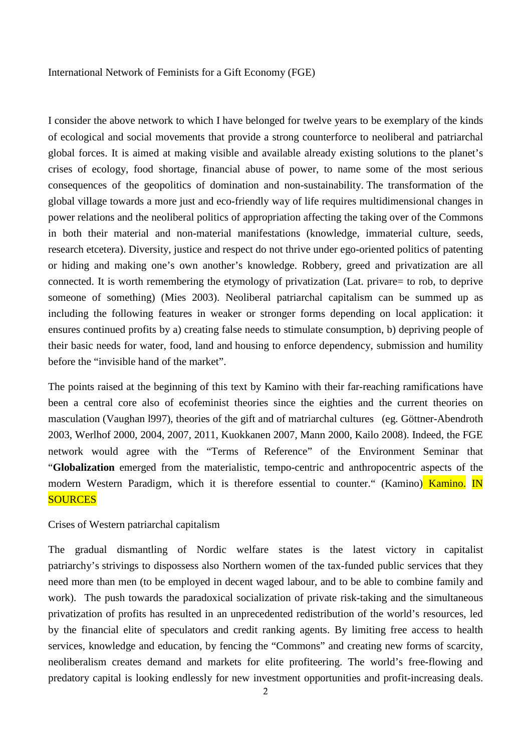International Network of Feminists for a Gift Economy (FGE)

I consider the above network to which I have belonged for twelve years to be exemplary of the kinds of ecological and social movements that provide a strong counterforce to neoliberal and patriarchal global forces. It is aimed at making visible and available already existing solutions to the planet's crises of ecology, food shortage, financial abuse of power, to name some of the most serious consequences of the geopolitics of domination and non-sustainability. The transformation of the global village towards a more just and eco-friendly way of life requires multidimensional changes in power relations and the neoliberal politics of appropriation affecting the taking over of the Commons in both their material and non-material manifestations (knowledge, immaterial culture, seeds, research etcetera). Diversity, justice and respect do not thrive under ego-oriented politics of patenting or hiding and making one's own another's knowledge. Robbery, greed and privatization are all connected. It is worth remembering the etymology of privatization (Lat. privare= to rob, to deprive someone of something) (Mies 2003). Neoliberal patriarchal capitalism can be summed up as including the following features in weaker or stronger forms depending on local application: it ensures continued profits by a) creating false needs to stimulate consumption, b) depriving people of their basic needs for water, food, land and housing to enforce dependency, submission and humility before the "invisible hand of the market".

The points raised at the beginning of this text by Kamino with their far-reaching ramifications have been a central core also of ecofeminist theories since the eighties and the current theories on masculation (Vaughan l997), theories of the gift and of matriarchal cultures (eg. Göttner-Abendroth 2003, Werlhof 2000, 2004, 2007, 2011, Kuokkanen 2007, Mann 2000, Kailo 2008). Indeed, the FGE network would agree with the "Terms of Reference" of the Environment Seminar that "**Globalization** emerged from the materialistic, tempo-centric and anthropocentric aspects of the modern Western Paradigm, which it is therefore essential to counter." (Kamino) Kamino. IN SOURCES

Crises of Western patriarchal capitalism

The gradual dismantling of Nordic welfare states is the latest victory in capitalist patriarchy's strivings to dispossess also Northern women of the tax-funded public services that they need more than men (to be employed in decent waged labour, and to be able to combine family and work). The push towards the paradoxical socialization of private risk-taking and the simultaneous privatization of profits has resulted in an unprecedented redistribution of the world's resources, led by the financial elite of speculators and credit ranking agents. By limiting free access to health services, knowledge and education, by fencing the "Commons" and creating new forms of scarcity, neoliberalism creates demand and markets for elite profiteering. The world's free-flowing and predatory capital is looking endlessly for new investment opportunities and profit-increasing deals.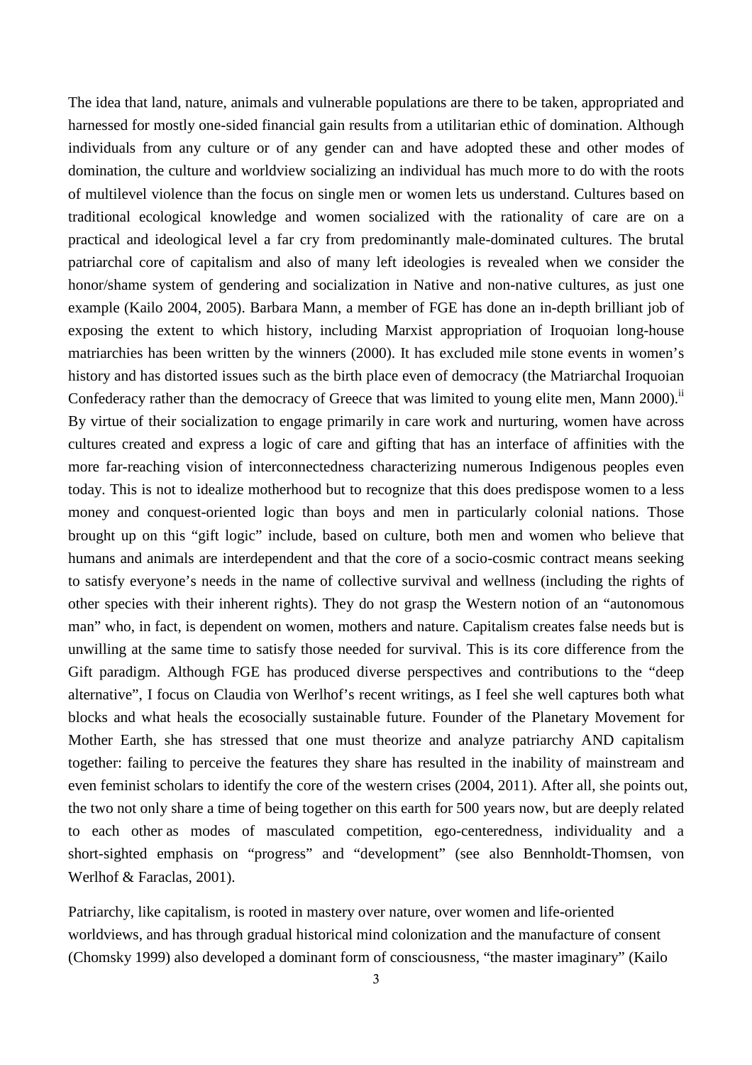The idea that land, nature, animals and vulnerable populations are there to be taken, appropriated and harnessed for mostly one-sided financial gain results from a utilitarian ethic of domination. Although individuals from any culture or of any gender can and have adopted these and other modes of domination, the culture and worldview socializing an individual has much more to do with the roots of multilevel violence than the focus on single men or women lets us understand. Cultures based on traditional ecological knowledge and women socialized with the rationality of care are on a practical and ideological level a far cry from predominantly male-dominated cultures. The brutal patriarchal core of capitalism and also of many left ideologies is revealed when we consider the honor/shame system of gendering and socialization in Native and non-native cultures, as just one example (Kailo 2004, 2005). Barbara Mann, a member of FGE has done an in-depth brilliant job of exposing the extent to which history, including Marxist appropriation of Iroquoian long-house matriarchies has been written by the winners (2000). It has excluded mile stone events in women's history and has distorted issues such as the birth place even of democracy (the Matriarchal Iroquoian Confederacy rather than the democracy of Greece that was limited to young elite men, Mann 2000).[ii] By virtue of their socialization to engage primarily in care work and nurturing, women have across cultures created and express a logic of care and gifting that has an interface of affinities with the more far-reaching vision of interconnectedness characterizing numerous Indigenous peoples even today. This is not to idealize motherhood but to recognize that this does predispose women to a less money and conquest-oriented logic than boys and men in particularly colonial nations. Those brought up on this "gift logic" include, based on culture, both men and women who believe that humans and animals are interdependent and that the core of a socio-cosmic contract means seeking to satisfy everyone's needs in the name of collective survival and wellness (including the rights of other species with their inherent rights). They do not grasp the Western notion of an "autonomous man" who, in fact, is dependent on women, mothers and nature. Capitalism creates false needs but is unwilling at the same time to satisfy those needed for survival. This is its core difference from the Gift paradigm. Although FGE has produced diverse perspectives and contributions to the "deep alternative", I focus on Claudia von Werlhof's recent writings, as I feel she well captures both what blocks and what heals the ecosocially sustainable future. Founder of the Planetary Movement for Mother Earth, she has stressed that one must theorize and analyze patriarchy AND capitalism together: failing to perceive the features they share has resulted in the inability of mainstream and even feminist scholars to identify the core of the western crises (2004, 2011). After all, she points out, the two not only share a time of being together on this earth for 500 years now, but are deeply related to each other as modes of masculated competition, ego-centeredness, individuality and a short-sighted emphasis on "progress" and "development" (see also Bennholdt-Thomsen, von Werlhof & Faraclas, 2001).

Patriarchy, like capitalism, is rooted in mastery over nature, over women and life-oriented worldviews, and has through gradual historical mind colonization and the manufacture of consent (Chomsky 1999) also developed a dominant form of consciousness, "the master imaginary" (Kailo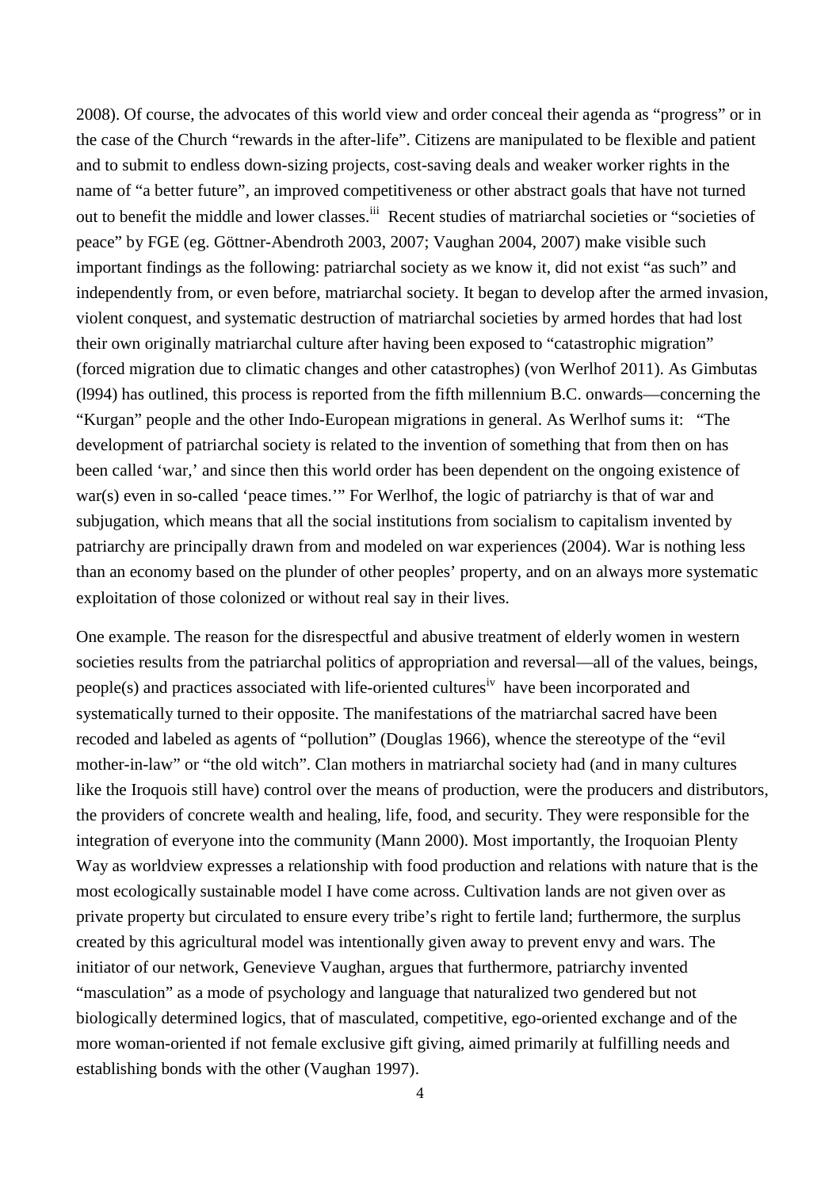2008). Of course, the advocates of this world view and order conceal their agenda as "progress" or in the case of the Church "rewards in the after-life". Citizens are manipulated to be flexible and patient and to submit to endless down-sizing projects, cost-saving deals and weaker worker rights in the name of "a better future", an improved competitiveness or other abstract goals that have not turned out to benefit the middle and lower classes.[iii] Recent studies of matriarchal societies or "societies of peace" by FGE (eg. Göttner-Abendroth 2003, 2007; Vaughan 2004, 2007) make visible such important findings as the following: patriarchal society as we know it, did not exist "as such" and independently from, or even before, matriarchal society. It began to develop after the armed invasion, violent conquest, and systematic destruction of matriarchal societies by armed hordes that had lost their own originally matriarchal culture after having been exposed to "catastrophic migration" (forced migration due to climatic changes and other catastrophes) (von Werlhof 2011). As Gimbutas (l994) has outlined, this process is reported from the fifth millennium B.C. onwards—concerning the "Kurgan" people and the other Indo-European migrations in general. As Werlhof sums it: "The development of patriarchal society is related to the invention of something that from then on has been called 'war,' and since then this world order has been dependent on the ongoing existence of war(s) even in so-called 'peace times.'" For Werlhof, the logic of patriarchy is that of war and subjugation, which means that all the social institutions from socialism to capitalism invented by patriarchy are principally drawn from and modeled on war experiences (2004). War is nothing less than an economy based on the plunder of other peoples' property, and on an always more systematic exploitation of those colonized or without real say in their lives.

One example. The reason for the disrespectful and abusive treatment of elderly women in western societies results from the patriarchal politics of appropriation and reversal—all of the values, beings, people(s) and practices associated with life-oriented cultures[iv] have been incorporated and systematically turned to their opposite. The manifestations of the matriarchal sacred have been recoded and labeled as agents of "pollution" (Douglas 1966), whence the stereotype of the "evil mother-in-law" or "the old witch". Clan mothers in matriarchal society had (and in many cultures like the Iroquois still have) control over the means of production, were the producers and distributors, the providers of concrete wealth and healing, life, food, and security. They were responsible for the integration of everyone into the community (Mann 2000). Most importantly, the Iroquoian Plenty Way as worldview expresses a relationship with food production and relations with nature that is the most ecologically sustainable model I have come across. Cultivation lands are not given over as private property but circulated to ensure every tribe's right to fertile land; furthermore, the surplus created by this agricultural model was intentionally given away to prevent envy and wars. The initiator of our network, Genevieve Vaughan, argues that furthermore, patriarchy invented "masculation" as a mode of psychology and language that naturalized two gendered but not biologically determined logics, that of masculated, competitive, ego-oriented exchange and of the more woman-oriented if not female exclusive gift giving, aimed primarily at fulfilling needs and establishing bonds with the other (Vaughan 1997).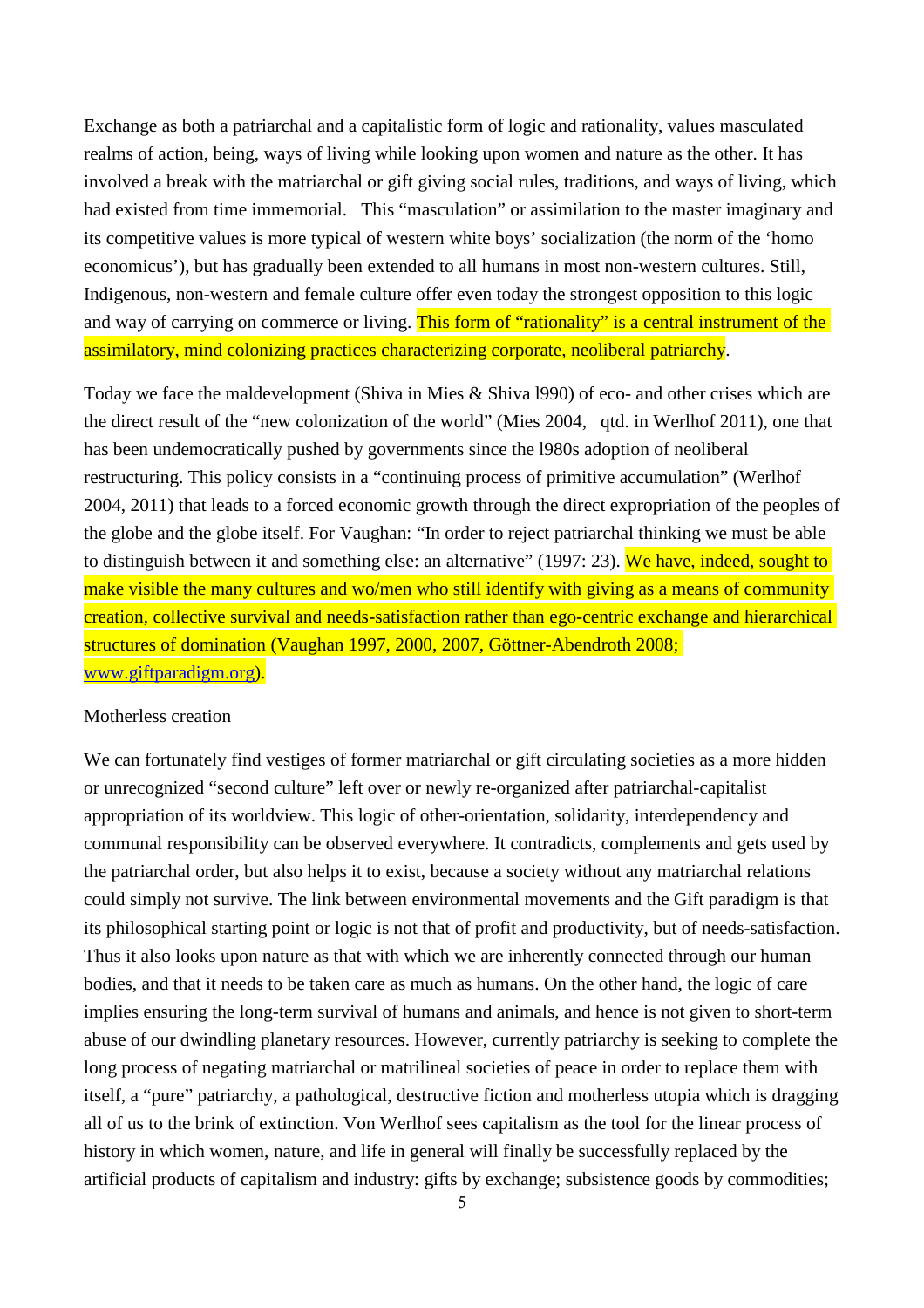Exchange as both a patriarchal and a capitalistic form of logic and rationality, values masculated realms of action, being, ways of living while looking upon women and nature as the other. It has involved a break with the matriarchal or gift giving social rules, traditions, and ways of living, which had existed from time immemorial. This "masculation" or assimilation to the master imaginary and its competitive values is more typical of western white boys' socialization (the norm of the 'homo economicus'), but has gradually been extended to all humans in most non-western cultures. Still, Indigenous, non-western and female culture offer even today the strongest opposition to this logic and way of carrying on commerce or living. This form of "rationality" is a central instrument of the assimilatory, mind colonizing practices characterizing corporate, neoliberal patriarchy.

Today we face the maldevelopment (Shiva in Mies & Shiva l990) of eco- and other crises which are the direct result of the "new colonization of the world" (Mies 2004, qtd. in Werlhof 2011), one that has been undemocratically pushed by governments since the l980s adoption of neoliberal restructuring. This policy consists in a "continuing process of primitive accumulation" (Werlhof 2004, 2011) that leads to a forced economic growth through the direct expropriation of the peoples of the globe and the globe itself. For Vaughan: "In order to reject patriarchal thinking we must be able to distinguish between it and something else: an alternative" (1997: 23). We have, indeed, sought to make visible the many cultures and wo/men who still identify with giving as a means of community creation, collective survival and needs-satisfaction rather than ego-centric exchange and hierarchical structures of domination (Vaughan 1997, 2000, 2007, Göttner-Abendroth 2008; www.giftparadigm.org).

Motherless creation

We can fortunately find vestiges of former matriarchal or gift circulating societies as a more hidden or unrecognized "second culture" left over or newly re-organized after patriarchal-capitalist appropriation of its worldview. This logic of other-orientation, solidarity, interdependency and communal responsibility can be observed everywhere. It contradicts, complements and gets used by the patriarchal order, but also helps it to exist, because a society without any matriarchal relations could simply not survive. The link between environmental movements and the Gift paradigm is that its philosophical starting point or logic is not that of profit and productivity, but of needs-satisfaction. Thus it also looks upon nature as that with which we are inherently connected through our human bodies, and that it needs to be taken care as much as humans. On the other hand, the logic of care implies ensuring the long-term survival of humans and animals, and hence is not given to short-term abuse of our dwindling planetary resources. However, currently patriarchy is seeking to complete the long process of negating matriarchal or matrilineal societies of peace in order to replace them with itself, a "pure" patriarchy, a pathological, destructive fiction and motherless utopia which is dragging all of us to the brink of extinction. Von Werlhof sees capitalism as the tool for the linear process of history in which women, nature, and life in general will finally be successfully replaced by the artificial products of capitalism and industry: gifts by exchange; subsistence goods by commodities;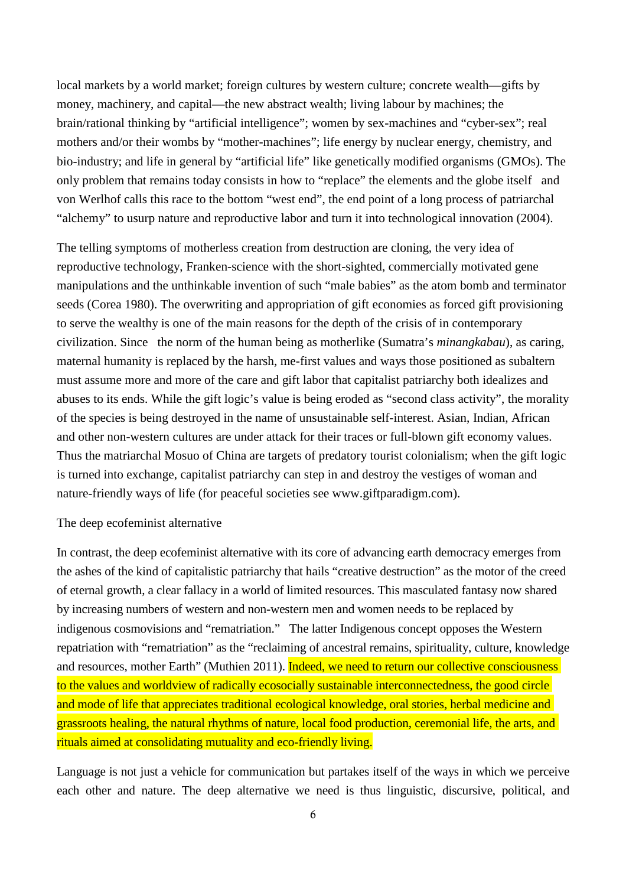local markets by a world market; foreign cultures by western culture; concrete wealth—gifts by money, machinery, and capital—the new abstract wealth; living labour by machines; the brain/rational thinking by "artificial intelligence"; women by sex-machines and "cyber-sex"; real mothers and/or their wombs by "mother-machines"; life energy by nuclear energy, chemistry, and bio-industry; and life in general by "artificial life" like genetically modified organisms (GMOs). The only problem that remains today consists in how to "replace" the elements and the globe itself and von Werlhof calls this race to the bottom "west end", the end point of a long process of patriarchal "alchemy" to usurp nature and reproductive labor and turn it into technological innovation (2004).

The telling symptoms of motherless creation from destruction are cloning, the very idea of reproductive technology, Franken-science with the short-sighted, commercially motivated gene manipulations and the unthinkable invention of such "male babies" as the atom bomb and terminator seeds (Corea 1980). The overwriting and appropriation of gift economies as forced gift provisioning to serve the wealthy is one of the main reasons for the depth of the crisis of in contemporary civilization. Since the norm of the human being as motherlike (Sumatra's *minangkabau*), as caring, maternal humanity is replaced by the harsh, me-first values and ways those positioned as subaltern must assume more and more of the care and gift labor that capitalist patriarchy both idealizes and abuses to its ends. While the gift logic's value is being eroded as "second class activity", the morality of the species is being destroyed in the name of unsustainable self-interest. Asian, Indian, African and other non-western cultures are under attack for their traces or full-blown gift economy values. Thus the matriarchal Mosuo of China are targets of predatory tourist colonialism; when the gift logic is turned into exchange, capitalist patriarchy can step in and destroy the vestiges of woman and nature-friendly ways of life (for peaceful societies see www.giftparadigm.com).

## The deep ecofeminist alternative

In contrast, the deep ecofeminist alternative with its core of advancing earth democracy emerges from the ashes of the kind of capitalistic patriarchy that hails "creative destruction" as the motor of the creed of eternal growth, a clear fallacy in a world of limited resources. This masculated fantasy now shared by increasing numbers of western and non-western men and women needs to be replaced by indigenous cosmovisions and "rematriation." The latter Indigenous concept opposes the Western repatriation with "rematriation" as the "reclaiming of ancestral remains, spirituality, culture, knowledge and resources, mother Earth" (Muthien 2011). Indeed, we need to return our collective consciousness to the values and worldview of radically ecosocially sustainable interconnectedness, the good circle and mode of life that appreciates traditional ecological knowledge, oral stories, herbal medicine and grassroots healing, the natural rhythms of nature, local food production, ceremonial life, the arts, and rituals aimed at consolidating mutuality and eco-friendly living.

Language is not just a vehicle for communication but partakes itself of the ways in which we perceive each other and nature. The deep alternative we need is thus linguistic, discursive, political, and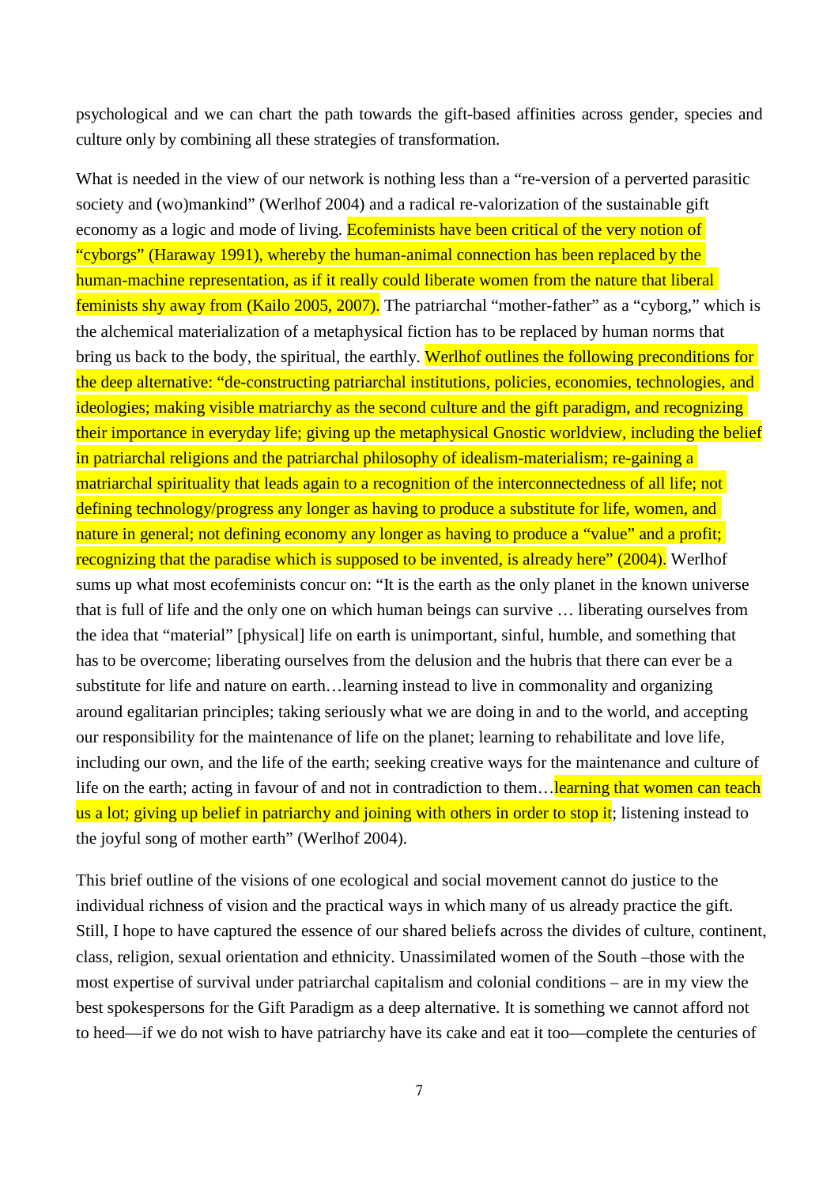psychological and we can chart the path towards the gift-based affinities across gender, species and culture only by combining all these strategies of transformation.

What is needed in the view of our network is nothing less than a "re-version of a perverted parasitic society and (wo)mankind" (Werlhof 2004) and a radical re-valorization of the sustainable gift economy as a logic and mode of living. Ecofeminists have been critical of the very notion of "cyborgs" (Haraway 1991), whereby the human-animal connection has been replaced by the human-machine representation, as if it really could liberate women from the nature that liberal feminists shy away from (Kailo 2005, 2007). The patriarchal "mother-father" as a "cyborg," which is the alchemical materialization of a metaphysical fiction has to be replaced by human norms that bring us back to the body, the spiritual, the earthly. Werlhof outlines the following preconditions for the deep alternative: "de-constructing patriarchal institutions, policies, economies, technologies, and ideologies; making visible matriarchy as the second culture and the gift paradigm, and recognizing their importance in everyday life; giving up the metaphysical Gnostic worldview, including the belief in patriarchal religions and the patriarchal philosophy of idealism-materialism; re-gaining a matriarchal spirituality that leads again to a recognition of the interconnectedness of all life; not defining technology/progress any longer as having to produce a substitute for life, women, and nature in general; not defining economy any longer as having to produce a "value" and a profit; recognizing that the paradise which is supposed to be invented, is already here" (2004). Werlhof sums up what most ecofeminists concur on: "It is the earth as the only planet in the known universe that is full of life and the only one on which human beings can survive … liberating ourselves from the idea that "material" [physical] life on earth is unimportant, sinful, humble, and something that has to be overcome; liberating ourselves from the delusion and the hubris that there can ever be a substitute for life and nature on earth…learning instead to live in commonality and organizing around egalitarian principles; taking seriously what we are doing in and to the world, and accepting our responsibility for the maintenance of life on the planet; learning to rehabilitate and love life, including our own, and the life of the earth; seeking creative ways for the maintenance and culture of life on the earth; acting in favour of and not in contradiction to them…learning that women can teach us a lot; giving up belief in patriarchy and joining with others in order to stop it; listening instead to the joyful song of mother earth" (Werlhof 2004).

This brief outline of the visions of one ecological and social movement cannot do justice to the individual richness of vision and the practical ways in which many of us already practice the gift. Still, I hope to have captured the essence of our shared beliefs across the divides of culture, continent, class, religion, sexual orientation and ethnicity. Unassimilated women of the South –those with the most expertise of survival under patriarchal capitalism and colonial conditions – are in my view the best spokespersons for the Gift Paradigm as a deep alternative. It is something we cannot afford not to heed—if we do not wish to have patriarchy have its cake and eat it too—complete the centuries of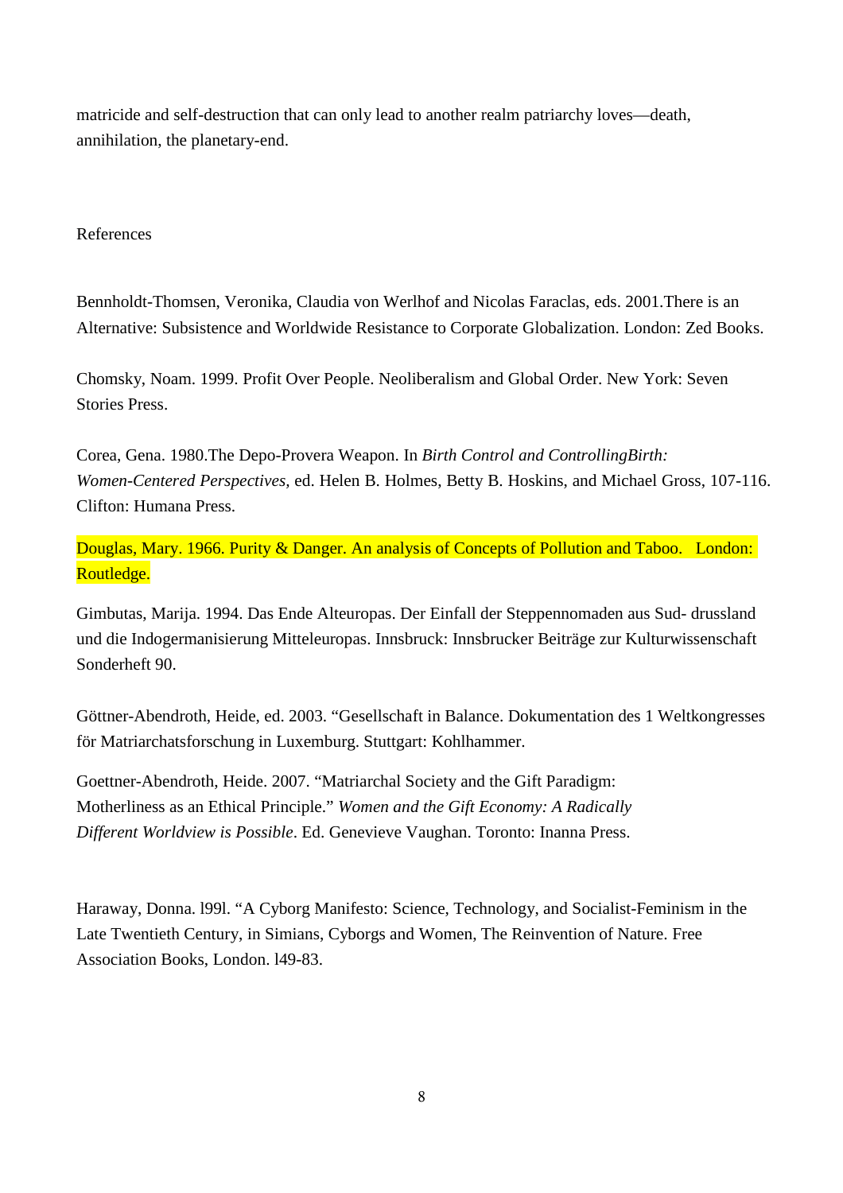matricide and self-destruction that can only lead to another realm patriarchy loves—death, annihilation, the planetary-end.

References

Bennholdt-Thomsen, Veronika, Claudia von Werlhof and Nicolas Faraclas, eds. 2001.There is an Alternative: Subsistence and Worldwide Resistance to Corporate Globalization. London: Zed Books.

Chomsky, Noam. 1999. Profit Over People. Neoliberalism and Global Order. New York: Seven Stories Press.

Corea, Gena. 1980.The Depo-Provera Weapon. In *Birth Control and ControllingBirth: Women-Centered Perspectives*, ed. Helen B. Holmes, Betty B. Hoskins, and Michael Gross, 107-116. Clifton: Humana Press.

Douglas, Mary. 1966. Purity & Danger. An analysis of Concepts of Pollution and Taboo. London: Routledge.

Gimbutas, Marija. 1994. Das Ende Alteuropas. Der Einfall der Steppennomaden aus Sud- drussland und die Indogermanisierung Mitteleuropas. Innsbruck: Innsbrucker Beiträge zur Kulturwissenschaft Sonderheft 90.

Göttner-Abendroth, Heide, ed. 2003. "Gesellschaft in Balance. Dokumentation des 1 Weltkongresses för Matriarchatsforschung in Luxemburg. Stuttgart: Kohlhammer.

Goettner-Abendroth, Heide. 2007. "Matriarchal Society and the Gift Paradigm: Motherliness as an Ethical Principle." *Women and the Gift Economy: A Radically Different Worldview is Possible*. Ed. Genevieve Vaughan. Toronto: Inanna Press.

Haraway, Donna. l99l. "A Cyborg Manifesto: Science, Technology, and Socialist-Feminism in the Late Twentieth Century, in Simians, Cyborgs and Women, The Reinvention of Nature. Free Association Books, London. l49-83.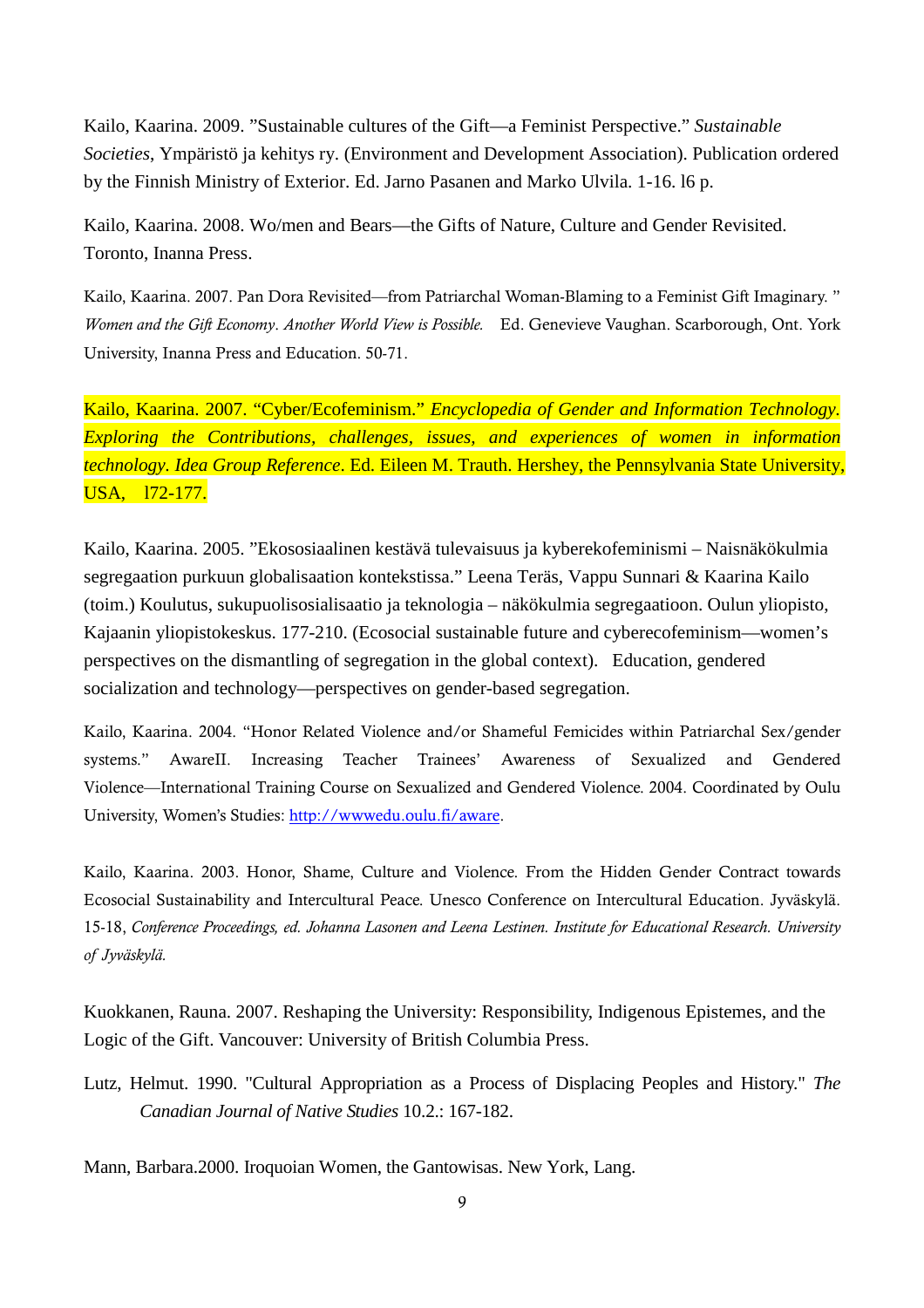Kailo, Kaarina. 2009. ”Sustainable cultures of the Gift—a Feminist Perspective.” *Sustainable Societies*, Ympäristö ja kehitys ry. (Environment and Development Association). Publication ordered by the Finnish Ministry of Exterior. Ed. Jarno Pasanen and Marko Ulvila. 1-16. l6 p.

Kailo, Kaarina. 2008. Wo/men and Bears—the Gifts of Nature, Culture and Gender Revisited. Toronto, Inanna Press.

Kailo, Kaarina. 2007. Pan Dora Revisited—from Patriarchal Woman-Blaming to a Feminist Gift Imaginary. ” *Women and the Gift Economy. Another World View is Possible.* Ed. Genevieve Vaughan. Scarborough, Ont. York University, Inanna Press and Education. 50-71.

Kailo, Kaarina. 2007. “Cyber/Ecofeminism.” *Encyclopedia of Gender and Information Technology. Exploring the Contributions, challenges, issues, and experiences of women in information technology. Idea Group Reference*. Ed. Eileen M. Trauth. Hershey, the Pennsylvania State University, USA, l72-177.

Kailo, Kaarina. 2005. ”Ekososiaalinen kestävä tulevaisuus ja kyberekofeminismi – Naisnäkökulmia segregaation purkuun globalisaation kontekstissa.” Leena Teräs, Vappu Sunnari & Kaarina Kailo (toim.) Koulutus, sukupuolisosialisaatio ja teknologia – näkökulmia segregaatioon. Oulun yliopisto, Kajaanin yliopistokeskus. 177-210. (Ecosocial sustainable future and cyberecofeminism—women’s perspectives on the dismantling of segregation in the global context). Education, gendered socialization and technology—perspectives on gender-based segregation.

Kailo, Kaarina. 2004. “Honor Related Violence and/or Shameful Femicides within Patriarchal Sex/gender systems.” AwareII. Increasing Teacher Trainees’ Awareness of Sexualized and Gendered Violence—International Training Course on Sexualized and Gendered Violence. 2004. Coordinated by Oulu University, Women’s Studies: http://wwwedu.oulu.fi/aware.

Kailo, Kaarina. 2003. Honor, Shame, Culture and Violence. From the Hidden Gender Contract towards Ecosocial Sustainability and Intercultural Peace. Unesco Conference on Intercultural Education. Jyväskylä. 15-18, *Conference Proceedings, ed. Johanna Lasonen and Leena Lestinen. Institute for Educational Research. University of Jyväskylä.*

Kuokkanen, Rauna. 2007. Reshaping the University: Responsibility, Indigenous Epistemes, and the Logic of the Gift. Vancouver: University of British Columbia Press.

Lutz, Helmut. 1990. "Cultural Appropriation as a Process of Displacing Peoples and History." *The Canadian Journal of Native Studies* 10.2.: 167-182.

Mann, Barbara.2000. Iroquoian Women, the Gantowisas. New York, Lang.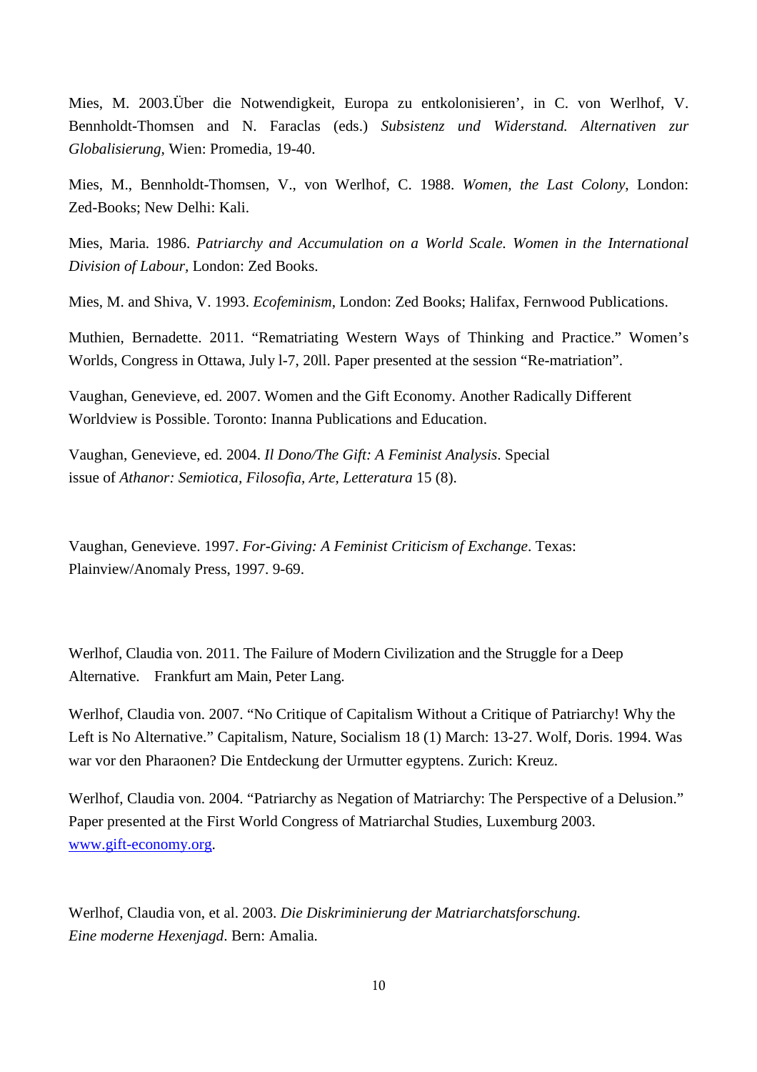Mies, M. 2003.Über die Notwendigkeit, Europa zu entkolonisieren', in C. von Werlhof, V. Bennholdt-Thomsen and N. Faraclas (eds.) *Subsistenz und Widerstand. Alternativen zur Globalisierung,* Wien: Promedia, 19-40.

Mies, M., Bennholdt-Thomsen, V., von Werlhof, C. 1988. *Women, the Last Colony*, London: Zed-Books; New Delhi: Kali.

Mies, Maria. 1986. *Patriarchy and Accumulation on a World Scale. Women in the International Division of Labour,* London: Zed Books.

Mies, M. and Shiva, V. 1993. *Ecofeminism*, London: Zed Books; Halifax, Fernwood Publications.

Muthien, Bernadette. 2011. "Rematriating Western Ways of Thinking and Practice." Women's Worlds, Congress in Ottawa, July l-7, 20ll. Paper presented at the session "Re-matriation".

Vaughan, Genevieve, ed. 2007. Women and the Gift Economy. Another Radically Different Worldview is Possible. Toronto: Inanna Publications and Education.

Vaughan, Genevieve, ed. 2004. *Il Dono/The Gift: A Feminist Analysis*. Special issue of *Athanor: Semiotica, Filosofia, Arte, Letteratura* 15 (8).

Vaughan, Genevieve. 1997. *For-Giving: A Feminist Criticism of Exchange*. Texas: Plainview/Anomaly Press, 1997. 9-69.

Werlhof, Claudia von. 2011. The Failure of Modern Civilization and the Struggle for a Deep Alternative. Frankfurt am Main, Peter Lang.

Werlhof, Claudia von. 2007. "No Critique of Capitalism Without a Critique of Patriarchy! Why the Left is No Alternative." Capitalism, Nature, Socialism 18 (1) March: 13-27. Wolf, Doris. 1994. Was war vor den Pharaonen? Die Entdeckung der Urmutter egyptens. Zurich: Kreuz.

Werlhof, Claudia von. 2004. "Patriarchy as Negation of Matriarchy: The Perspective of a Delusion." Paper presented at the First World Congress of Matriarchal Studies, Luxemburg 2003. [www.gift-economy.org](http://www.gift-economy.org).

Werlhof, Claudia von, et al. 2003. *Die Diskriminierung der Matriarchatsforschung. Eine moderne Hexenjagd*. Bern: Amalia.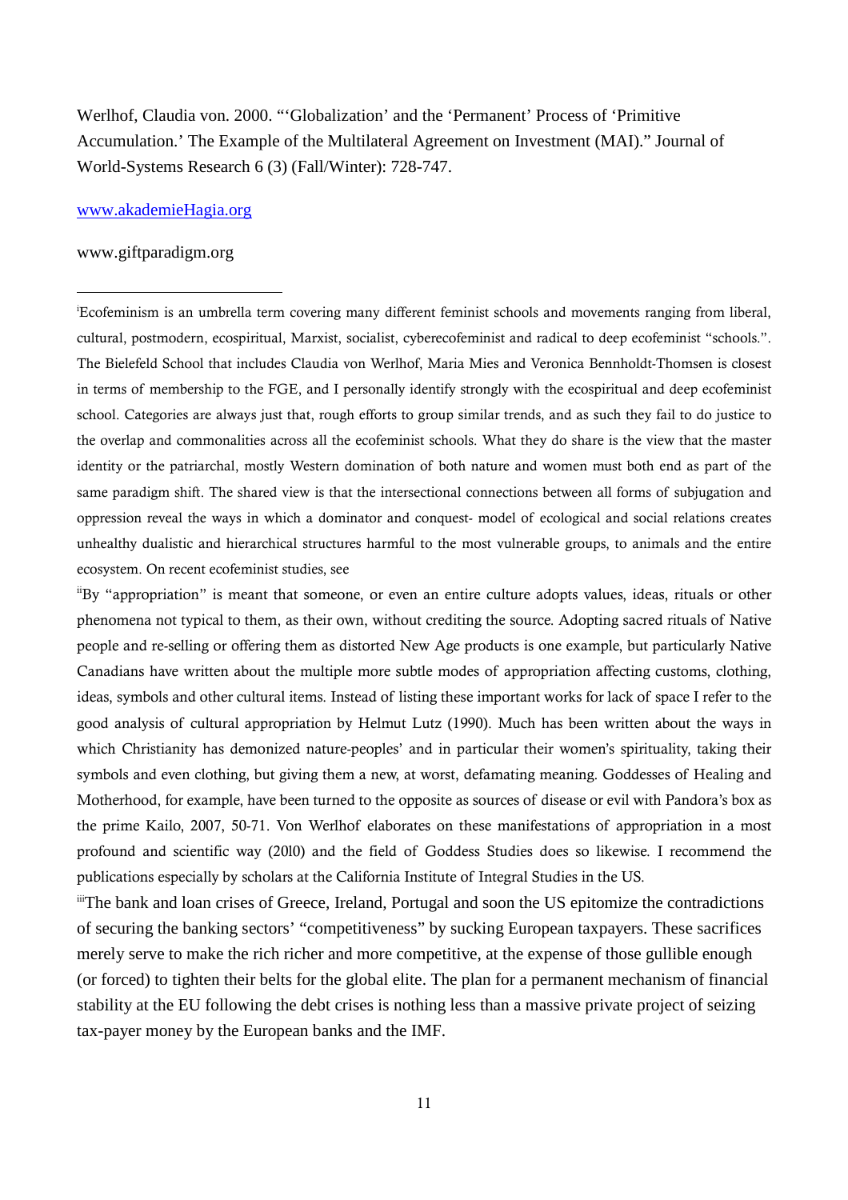Werlhof, Claudia von. 2000. "'Globalization' and the 'Permanent' Process of 'Primitive Accumulation.' The Example of the Multilateral Agreement on Investment (MAI)." Journal of World-Systems Research 6 (3) (Fall/Winter): 728-747.

[www.akademieHagia.org](http://www.akademieHagia.org)

www.giftparadigm.org

---

[i]Ecofeminism is an umbrella term covering many different feminist schools and movements ranging from liberal, cultural, postmodern, ecospiritual, Marxist, socialist, cyberecofeminist and radical to deep ecofeminist "schools.". The Bielefeld School that includes Claudia von Werlhof, Maria Mies and Veronica Bennholdt-Thomsen is closest in terms of membership to the FGE, and I personally identify strongly with the ecospiritual and deep ecofeminist school. Categories are always just that, rough efforts to group similar trends, and as such they fail to do justice to the overlap and commonalities across all the ecofeminist schools. What they do share is the view that the master identity or the patriarchal, mostly Western domination of both nature and women must both end as part of the same paradigm shift. The shared view is that the intersectional connections between all forms of subjugation and oppression reveal the ways in which a dominator and conquest- model of ecological and social relations creates unhealthy dualistic and hierarchical structures harmful to the most vulnerable groups, to animals and the entire ecosystem. On recent ecofeminist studies, see

[ii]By "appropriation" is meant that someone, or even an entire culture adopts values, ideas, rituals or other phenomena not typical to them, as their own, without crediting the source. Adopting sacred rituals of Native people and re-selling or offering them as distorted New Age products is one example, but particularly Native Canadians have written about the multiple more subtle modes of appropriation affecting customs, clothing, ideas, symbols and other cultural items. Instead of listing these important works for lack of space I refer to the good analysis of cultural appropriation by Helmut Lutz (1990). Much has been written about the ways in which Christianity has demonized nature-peoples' and in particular their women's spirituality, taking their symbols and even clothing, but giving them a new, at worst, defamating meaning. Goddesses of Healing and Motherhood, for example, have been turned to the opposite as sources of disease or evil with Pandora's box as the prime Kailo, 2007, 50-71. Von Werlhof elaborates on these manifestations of appropriation in a most profound and scientific way (2010) and the field of Goddess Studies does so likewise. I recommend the publications especially by scholars at the California Institute of Integral Studies in the US.

[iii]The bank and loan crises of Greece, Ireland, Portugal and soon the US epitomize the contradictions of securing the banking sectors' "competitiveness" by sucking European taxpayers. These sacrifices merely serve to make the rich richer and more competitive, at the expense of those gullible enough (or forced) to tighten their belts for the global elite. The plan for a permanent mechanism of financial stability at the EU following the debt crises is nothing less than a massive private project of seizing tax-payer money by the European banks and the IMF.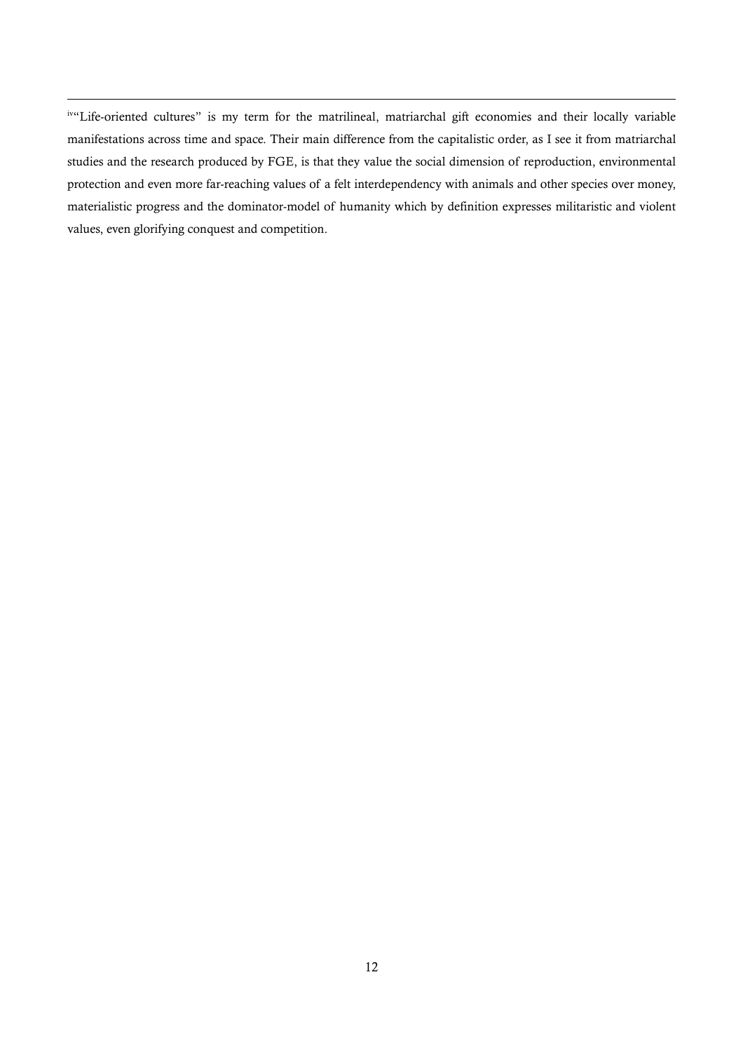[iv]"Life-oriented cultures" is my term for the matrilineal, matriarchal gift economies and their locally variable manifestations across time and space. Their main difference from the capitalistic order, as I see it from matriarchal studies and the research produced by FGE, is that they value the social dimension of reproduction, environmental protection and even more far-reaching values of a felt interdependency with animals and other species over money, materialistic progress and the dominator-model of humanity which by definition expresses militaristic and violent values, even glorifying conquest and competition.